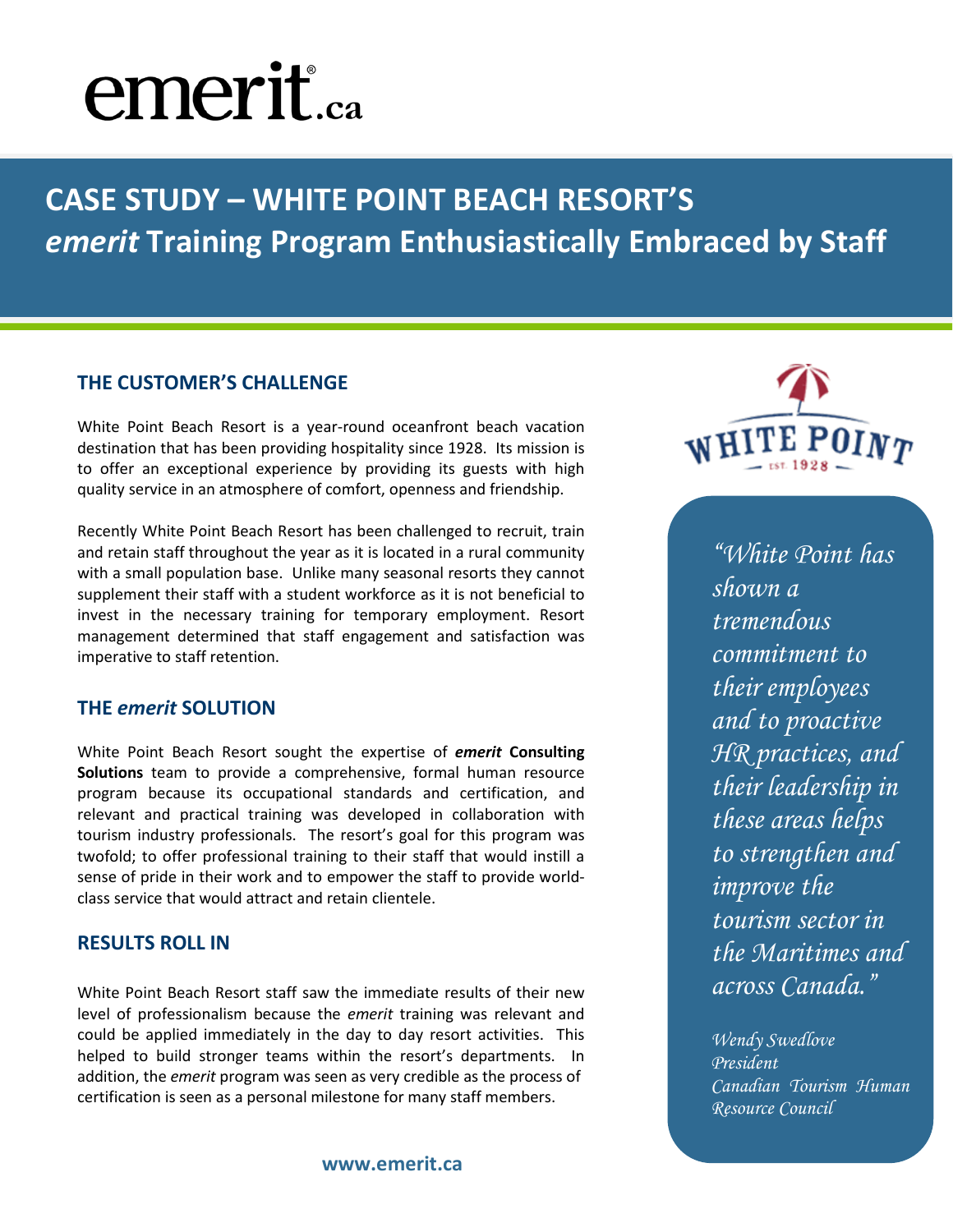emerit.ca

# CASE STUDY – WHITE POINT BEACH RESORT'S *emerit* Training Program Enthusiastically Embraced by Staff

## THE CUSTOMER'S CHALLENGE

White Point Beach Resort is a year-round oceanfront beach vacation destination that has been providing hospitality since 1928. Its mission is to offer an exceptional experience by providing its guests with high quality service in an atmosphere of comfort, openness and friendship.

Recently White Point Beach Resort has been challenged to recruit, train and retain staff throughout the year as it is located in a rural community with a small population base. Unlike many seasonal resorts they cannot supplement their staff with a student workforce as it is not beneficial to invest in the necessary training for temporary employment. Resort management determined that staff engagement and satisfaction was imperative to staff retention.

## THE *emerit* SOLUTION

White Point Beach Resort sought the expertise of ***emerit* Consulting Solutions** team to provide a comprehensive, formal human resource program because its occupational standards and certification, and relevant and practical training was developed in collaboration with tourism industry professionals. The resort's goal for this program was twofold; to offer professional training to their staff that would instill a sense of pride in their work and to empower the staff to provide world-class service that would attract and retain clientele.

## RESULTS ROLL IN

White Point Beach Resort staff saw the immediate results of their new level of professionalism because the *emerit* training was relevant and could be applied immediately in the day to day resort activities. This helped to build stronger teams within the resort's departments. In addition, the *emerit* program was seen as very credible as the process of certification is seen as a personal milestone for many staff members.

WHITE POINT EST. 1928

*"White Point has shown a tremendous commitment to their employees and to proactive HR practices, and their leadership in these areas helps to strengthen and improve the tourism sector in the Maritimes and across Canada."*

*Wendy Swedlove*
*President*
*Canadian Tourism Human Resource Council*

www.emerit.ca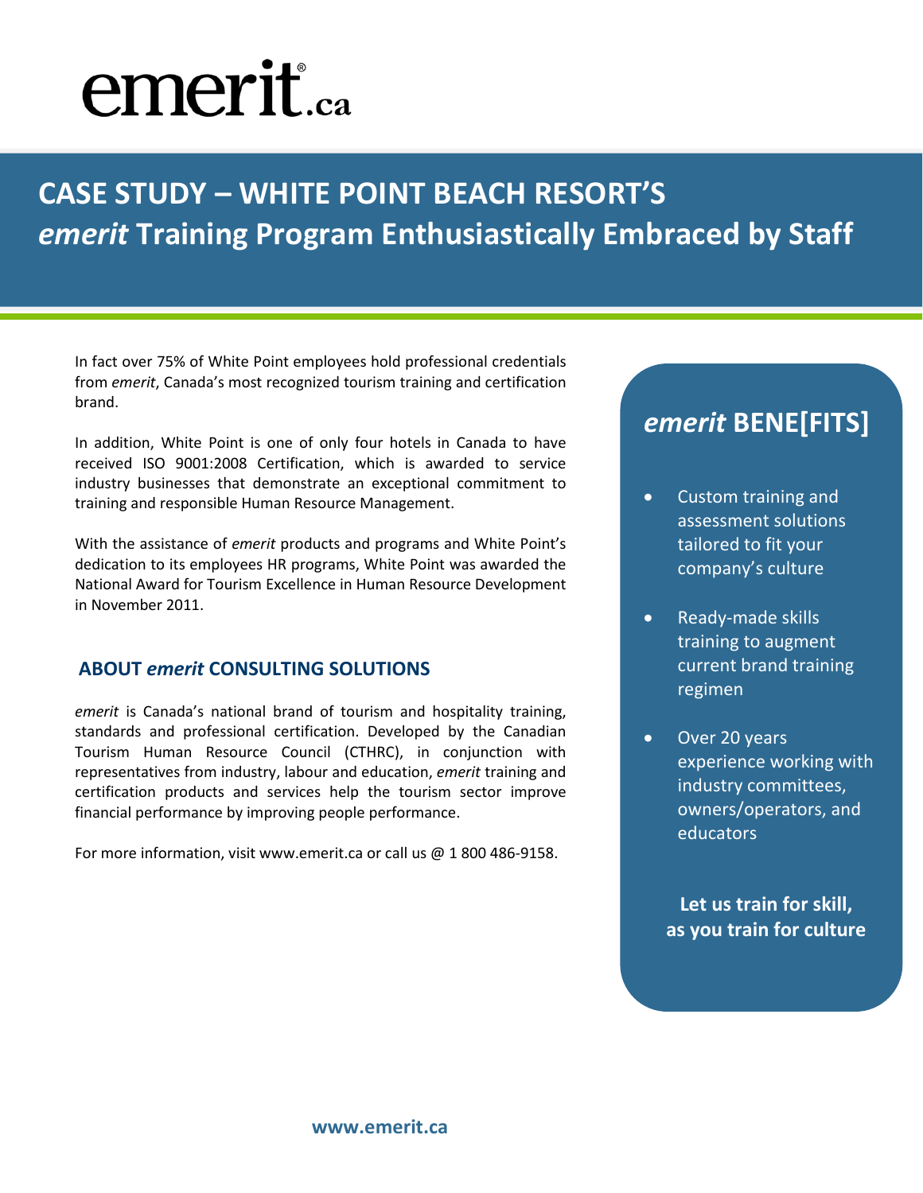emerit®.ca

# CASE STUDY – WHITE POINT BEACH RESORT'S *emerit* Training Program Enthusiastically Embraced by Staff

In fact over 75% of White Point employees hold professional credentials from *emerit*, Canada's most recognized tourism training and certification brand.

In addition, White Point is one of only four hotels in Canada to have received ISO 9001:2008 Certification, which is awarded to service industry businesses that demonstrate an exceptional commitment to training and responsible Human Resource Management.

With the assistance of *emerit* products and programs and White Point's dedication to its employees HR programs, White Point was awarded the National Award for Tourism Excellence in Human Resource Development in November 2011.

## ABOUT *emerit* CONSULTING SOLUTIONS

*emerit* is Canada's national brand of tourism and hospitality training, standards and professional certification. Developed by the Canadian Tourism Human Resource Council (CTHRC), in conjunction with representatives from industry, labour and education, *emerit* training and certification products and services help the tourism sector improve financial performance by improving people performance.

For more information, visit www.emerit.ca or call us @ 1 800 486-9158.

## *emerit* BENE[FITS]

- Custom training and assessment solutions tailored to fit your company's culture
- Ready-made skills training to augment current brand training regimen
- Over 20 years experience working with industry committees, owners/operators, and educators

**Let us train for skill, as you train for culture**

www.emerit.ca